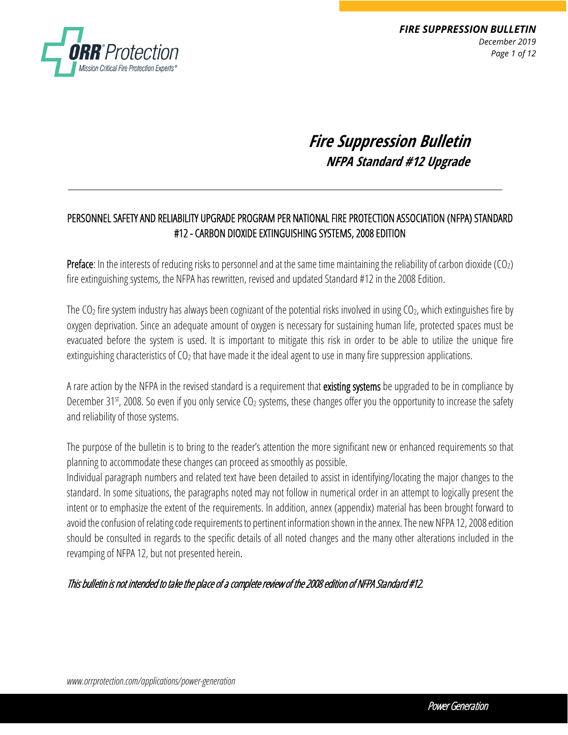# Fire Suppression Bulletin

## NFPA Standard #12 Upgrade

### PERSONNEL SAFETY AND RELIABILITY UPGRADE PROGRAM PER NATIONAL FIRE PROTECTION ASSOCIATION (NFPA) STANDARD #12 - CARBON DIOXIDE EXTINGUISHING SYSTEMS, 2008 EDITION

**Preface**: In the interests of reducing risks to personnel and at the same time maintaining the reliability of carbon dioxide ($CO_2$) fire extinguishing systems, the NFPA has rewritten, revised and updated Standard #12 in the 2008 Edition.

The $CO_2$ fire system industry has always been cognizant of the potential risks involved in using $CO_2$, which extinguishes fire by oxygen deprivation. Since an adequate amount of oxygen is necessary for sustaining human life, protected spaces must be evacuated before the system is used. It is important to mitigate this risk in order to be able to utilize the unique fire extinguishing characteristics of $CO_2$ that have made it the ideal agent to use in many fire suppression applications.

A rare action by the NFPA in the revised standard is a requirement that **existing systems** be upgraded to be in compliance by December 31st, 2008. So even if you only service $CO_2$ systems, these changes offer you the opportunity to increase the safety and reliability of those systems.

The purpose of the bulletin is to bring to the reader's attention the more significant new or enhanced requirements so that planning to accommodate these changes can proceed as smoothly as possible.
Individual paragraph numbers and related text have been detailed to assist in identifying/locating the major changes to the standard. In some situations, the paragraphs noted may not follow in numerical order in an attempt to logically present the intent or to emphasize the extent of the requirements. In addition, annex (appendix) material has been brought forward to avoid the confusion of relating code requirements to pertinent information shown in the annex. The new NFPA 12, 2008 edition should be consulted in regards to the specific details of all noted changes and the many other alterations included in the revamping of NFPA 12, but not presented herein.

*This bulletin is not intended to take the place of a complete review of the 2008 edition of NFPA Standard #12.*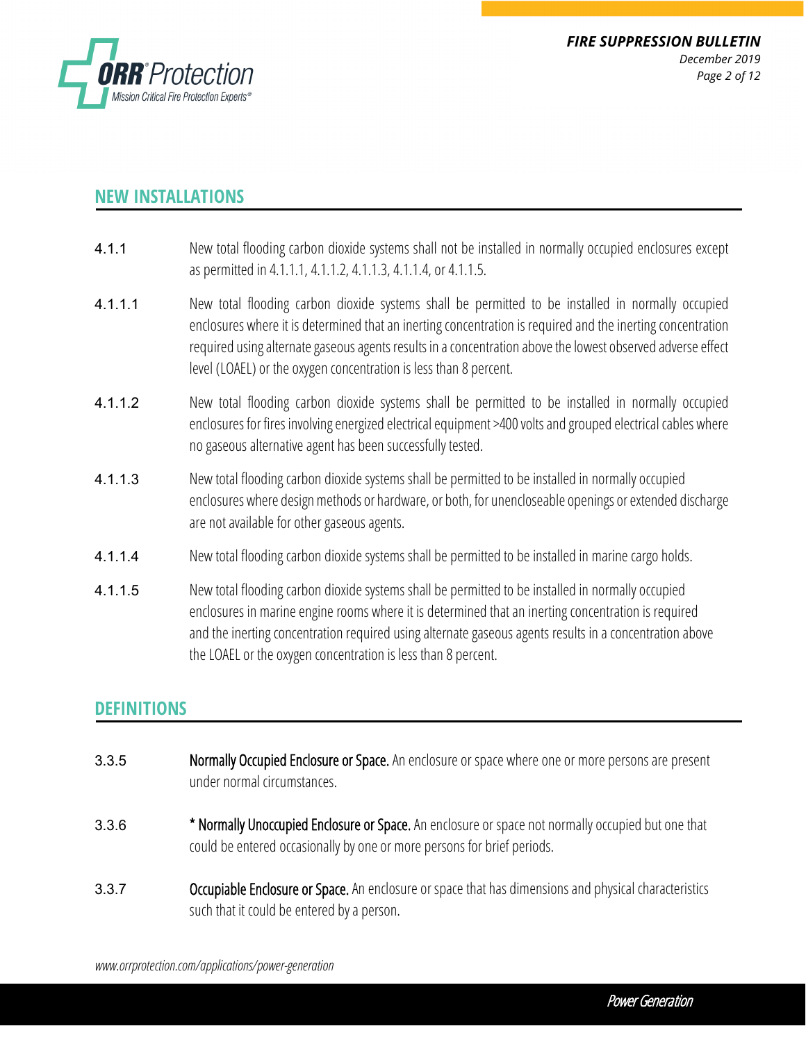## NEW INSTALLATIONS

4.1.1 New total flooding carbon dioxide systems shall not be installed in normally occupied enclosures except as permitted in 4.1.1.1, 4.1.1.2, 4.1.1.3, 4.1.1.4, or 4.1.1.5.

4.1.1.1 New total flooding carbon dioxide systems shall be permitted to be installed in normally occupied enclosures where it is determined that an inerting concentration is required and the inerting concentration required using alternate gaseous agents results in a concentration above the lowest observed adverse effect level (LOAEL) or the oxygen concentration is less than 8 percent.

4.1.1.2 New total flooding carbon dioxide systems shall be permitted to be installed in normally occupied enclosures for fires involving energized electrical equipment >400 volts and grouped electrical cables where no gaseous alternative agent has been successfully tested.

4.1.1.3 New total flooding carbon dioxide systems shall be permitted to be installed in normally occupied enclosures where design methods or hardware, or both, for unencloseable openings or extended discharge are not available for other gaseous agents.

4.1.1.4 New total flooding carbon dioxide systems shall be permitted to be installed in marine cargo holds.

4.1.1.5 New total flooding carbon dioxide systems shall be permitted to be installed in normally occupied enclosures in marine engine rooms where it is determined that an inerting concentration is required and the inerting concentration required using alternate gaseous agents results in a concentration above the LOAEL or the oxygen concentration is less than 8 percent.

## DEFINITIONS

3.3.5 **Normally Occupied Enclosure or Space.** An enclosure or space where one or more persons are present under normal circumstances.

3.3.6 **\* Normally Unoccupied Enclosure or Space.** An enclosure or space not normally occupied but one that could be entered occasionally by one or more persons for brief periods.

3.3.7 **Occupiable Enclosure or Space.** An enclosure or space that has dimensions and physical characteristics such that it could be entered by a person.

*www.orrprotection.com/applications/power-generation*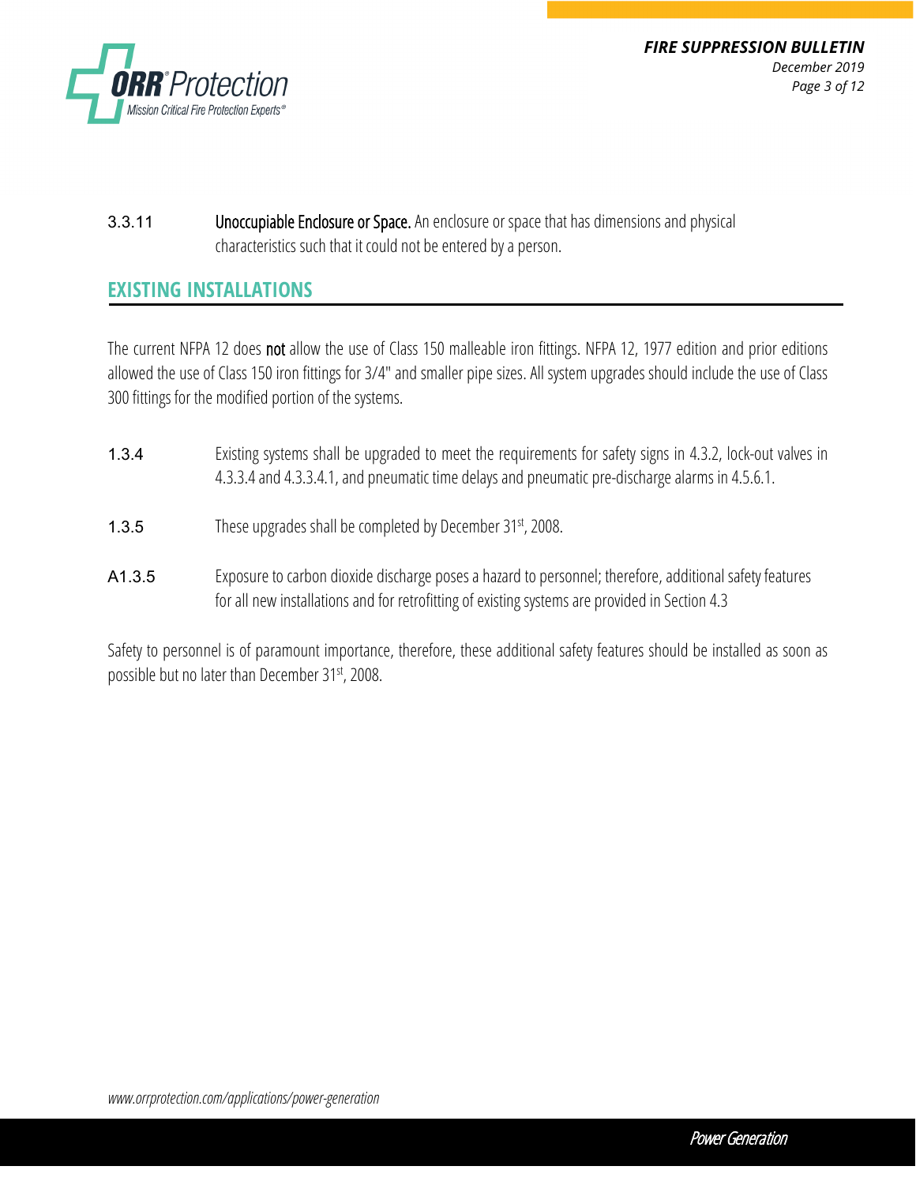3.3.11 **Unoccupiable Enclosure or Space.** An enclosure or space that has dimensions and physical characteristics such that it could not be entered by a person.

## EXISTING INSTALLATIONS

The current NFPA 12 does **not** allow the use of Class 150 malleable iron fittings. NFPA 12, 1977 edition and prior editions allowed the use of Class 150 iron fittings for 3/4" and smaller pipe sizes. All system upgrades should include the use of Class 300 fittings for the modified portion of the systems.

1.3.4 Existing systems shall be upgraded to meet the requirements for safety signs in 4.3.2, lock-out valves in 4.3.3.4 and 4.3.3.4.1, and pneumatic time delays and pneumatic pre-discharge alarms in 4.5.6.1.

1.3.5 These upgrades shall be completed by December 31st, 2008.

A1.3.5 Exposure to carbon dioxide discharge poses a hazard to personnel; therefore, additional safety features for all new installations and for retrofitting of existing systems are provided in Section 4.3

Safety to personnel is of paramount importance, therefore, these additional safety features should be installed as soon as possible but no later than December 31st, 2008.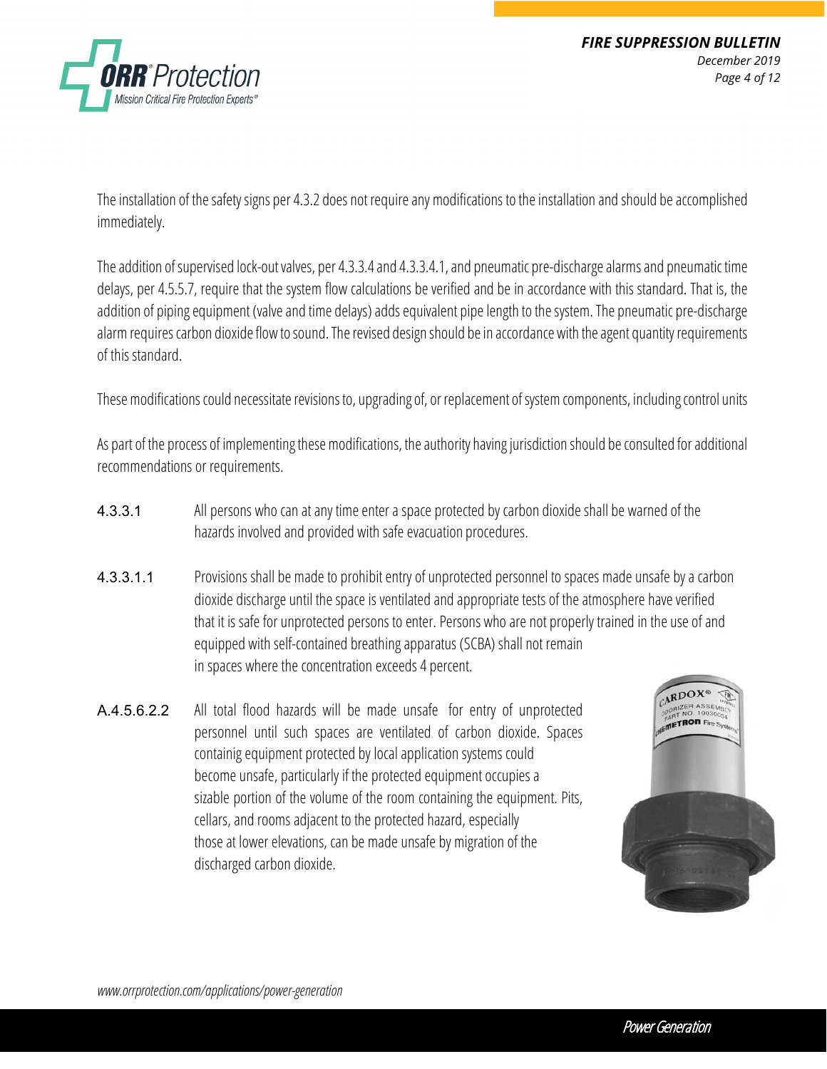The installation of the safety signs per 4.3.2 does not require any modifications to the installation and should be accomplished immediately.

The addition of supervised lock-out valves, per 4.3.3.4 and 4.3.3.4.1, and pneumatic pre-discharge alarms and pneumatic time delays, per 4.5.5.7, require that the system flow calculations be verified and be in accordance with this standard. That is, the addition of piping equipment (valve and time delays) adds equivalent pipe length to the system. The pneumatic pre-discharge alarm requires carbon dioxide flow to sound. The revised design should be in accordance with the agent quantity requirements of this standard.

These modifications could necessitate revisions to, upgrading of, or replacement of system components, including control units

As part of the process of implementing these modifications, the authority having jurisdiction should be consulted for additional recommendations or requirements.

4.3.3.1 All persons who can at any time enter a space protected by carbon dioxide shall be warned of the hazards involved and provided with safe evacuation procedures.

4.3.3.1.1 Provisions shall be made to prohibit entry of unprotected personnel to spaces made unsafe by a carbon dioxide discharge until the space is ventilated and appropriate tests of the atmosphere have verified that it is safe for unprotected persons to enter. Persons who are not properly trained in the use of and equipped with self-contained breathing apparatus (SCBA) shall not remain in spaces where the concentration exceeds 4 percent.

A.4.5.6.2.2 All total flood hazards will be made unsafe for entry of unprotected personnel until such spaces are ventilated of carbon dioxide. Spaces containig equipment protected by local application systems could become unsafe, particularly if the protected equipment occupies a sizable portion of the volume of the room containing the equipment. Pits, cellars, and rooms adjacent to the protected hazard, especially those at lower elevations, can be made unsafe by migration of the discharged carbon dioxide.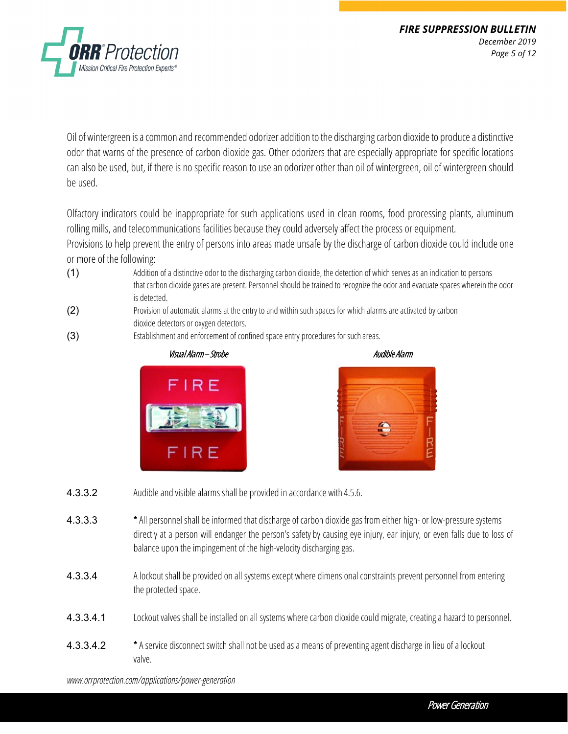Oil of wintergreen is a common and recommended odorizer addition to the discharging carbon dioxide to produce a distinctive odor that warns of the presence of carbon dioxide gas. Other odorizers that are especially appropriate for specific locations can also be used, but, if there is no specific reason to use an odorizer other than oil of wintergreen, oil of wintergreen should be used.

Olfactory indicators could be inappropriate for such applications used in clean rooms, food processing plants, aluminum rolling mills, and telecommunications facilities because they could adversely affect the process or equipment.
Provisions to help prevent the entry of persons into areas made unsafe by the discharge of carbon dioxide could include one or more of the following:

(1) Addition of a distinctive odor to the discharging carbon dioxide, the detection of which serves as an indication to persons that carbon dioxide gases are present. Personnel should be trained to recognize the odor and evacuate spaces wherein the odor is detected.

(2) Provision of automatic alarms at the entry to and within such spaces for which alarms are activated by carbon dioxide detectors or oxygen detectors.

(3) Establishment and enforcement of confined space entry procedures for such areas.

*Visual Alarm – Strobe*

*Audible Alarm*

4.3.3.2 Audible and visible alarms shall be provided in accordance with 4.5.6.

4.3.3.3 * All personnel shall be informed that discharge of carbon dioxide gas from either high- or low-pressure systems directly at a person will endanger the person's safety by causing eye injury, ear injury, or even falls due to loss of balance upon the impingement of the high-velocity discharging gas.

4.3.3.4 A lockout shall be provided on all systems except where dimensional constraints prevent personnel from entering the protected space.

4.3.3.4.1 Lockout valves shall be installed on all systems where carbon dioxide could migrate, creating a hazard to personnel.

4.3.3.4.2 * A service disconnect switch shall not be used as a means of preventing agent discharge in lieu of a lockout valve.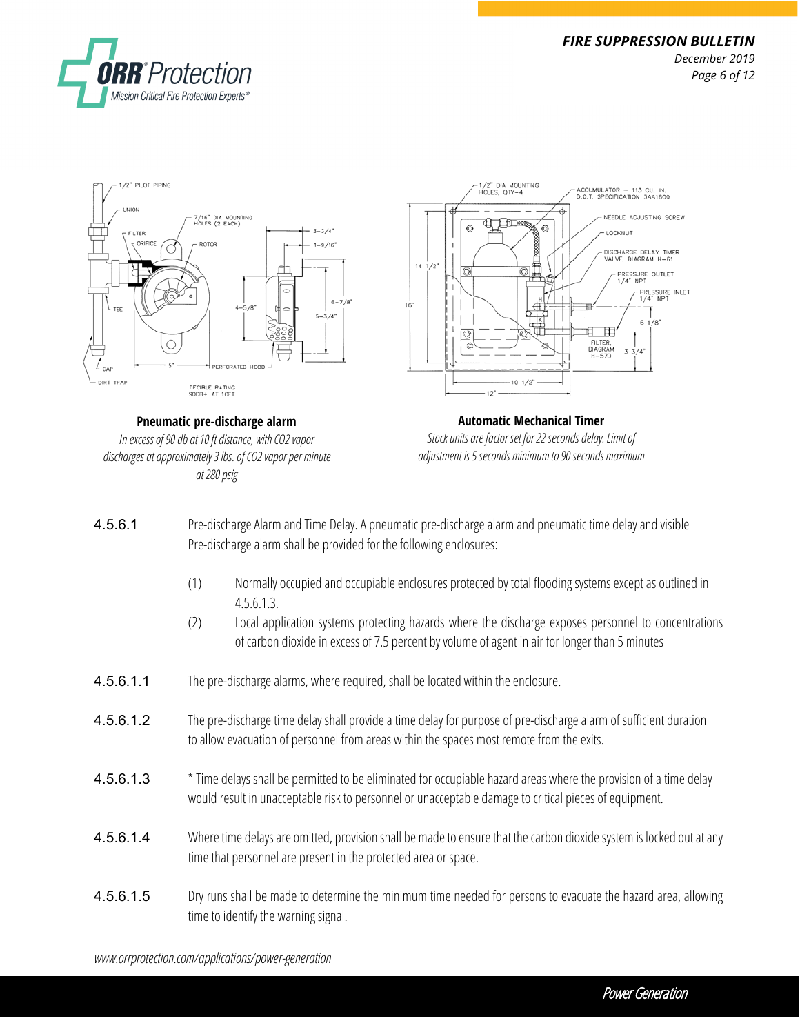**Pneumatic pre-discharge alarm**

*In excess of 90 db at 10 ft distance, with CO2 vapor discharges at approximately 3 lbs. of CO2 vapor per minute at 280 psig*

**Automatic Mechanical Timer**

*Stock units are factor set for 22 seconds delay. Limit of adjustment is 5 seconds minimum to 90 seconds maximum*

4.5.6.1 Pre-discharge Alarm and Time Delay. A pneumatic pre-discharge alarm and pneumatic time delay and visible Pre-discharge alarm shall be provided for the following enclosures:

(1) Normally occupied and occupiable enclosures protected by total flooding systems except as outlined in 4.5.6.1.3.

(2) Local application systems protecting hazards where the discharge exposes personnel to concentrations of carbon dioxide in excess of 7.5 percent by volume of agent in air for longer than 5 minutes

4.5.6.1.1 The pre-discharge alarms, where required, shall be located within the enclosure.

4.5.6.1.2 The pre-discharge time delay shall provide a time delay for purpose of pre-discharge alarm of sufficient duration to allow evacuation of personnel from areas within the spaces most remote from the exits.

4.5.6.1.3 * Time delays shall be permitted to be eliminated for occupiable hazard areas where the provision of a time delay would result in unacceptable risk to personnel or unacceptable damage to critical pieces of equipment.

4.5.6.1.4 Where time delays are omitted, provision shall be made to ensure that the carbon dioxide system is locked out at any time that personnel are present in the protected area or space.

4.5.6.1.5 Dry runs shall be made to determine the minimum time needed for persons to evacuate the hazard area, allowing time to identify the warning signal.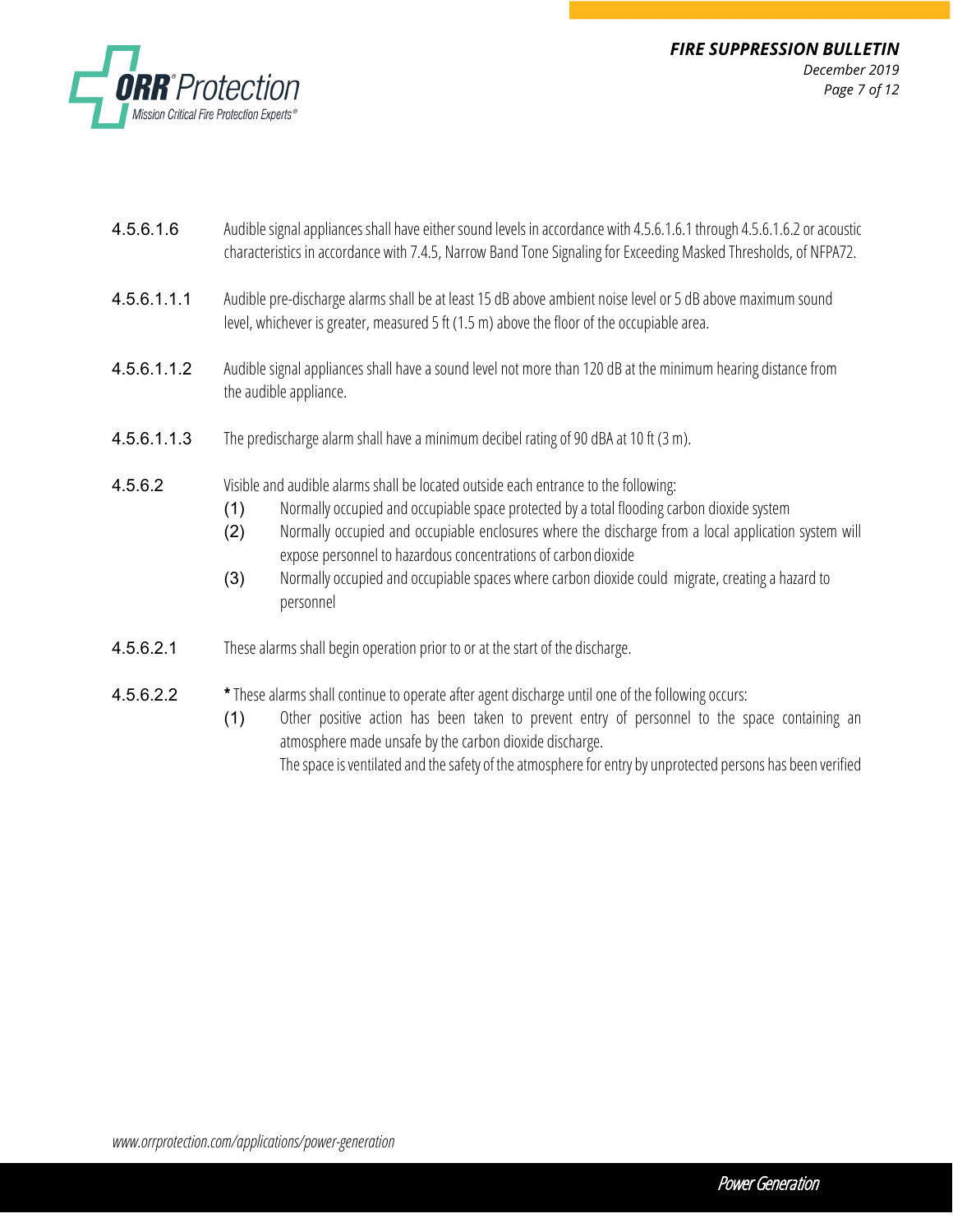4.5.6.1.6 Audible signal appliances shall have either sound levels in accordance with 4.5.6.1.6.1 through 4.5.6.1.6.2 or acoustic characteristics in accordance with 7.4.5, Narrow Band Tone Signaling for Exceeding Masked Thresholds, of NFPA72.

4.5.6.1.1.1 Audible pre-discharge alarms shall be at least 15 dB above ambient noise level or 5 dB above maximum sound level, whichever is greater, measured 5 ft (1.5 m) above the floor of the occupiable area.

4.5.6.1.1.2 Audible signal appliances shall have a sound level not more than 120 dB at the minimum hearing distance from the audible appliance.

4.5.6.1.1.3 The predischarge alarm shall have a minimum decibel rating of 90 dBA at 10 ft (3 m).

4.5.6.2 Visible and audible alarms shall be located outside each entrance to the following:

(1) Normally occupied and occupiable space protected by a total flooding carbon dioxide system
(2) Normally occupied and occupiable enclosures where the discharge from a local application system will expose personnel to hazardous concentrations of carbon dioxide
(3) Normally occupied and occupiable spaces where carbon dioxide could migrate, creating a hazard to personnel

4.5.6.2.1 These alarms shall begin operation prior to or at the start of the discharge.

4.5.6.2.2 * These alarms shall continue to operate after agent discharge until one of the following occurs:

(1) Other positive action has taken to prevent entry of personnel to the space containing an atmosphere made unsafe by the carbon dioxide discharge.
The space is ventilated and the safety of the atmosphere for entry by unprotected persons has been verified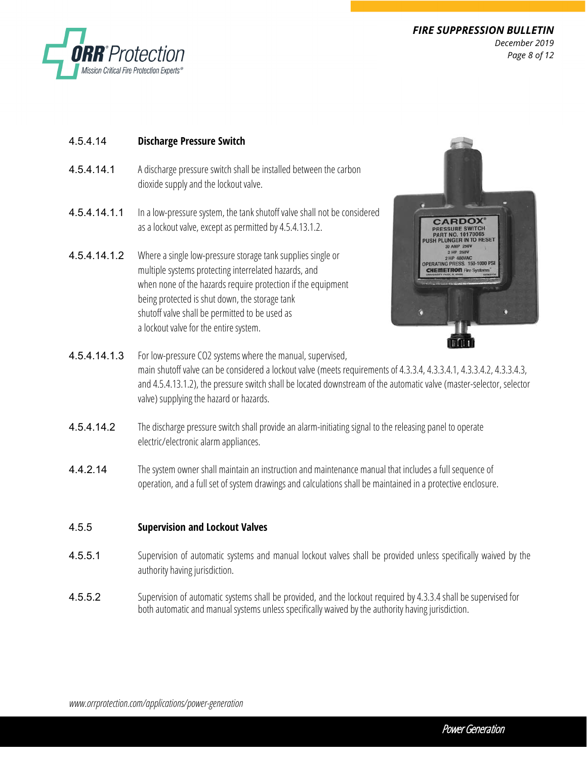### 4.5.4.14 Discharge Pressure Switch

4.5.4.14.1 A discharge pressure switch shall be installed between the carbon dioxide supply and the lockout valve.

4.5.4.14.1.1 In a low-pressure system, the tank shutoff valve shall not be considered as a lockout valve, except as permitted by 4.5.4.13.1.2.

4.5.4.14.1.2 Where a single low-pressure storage tank supplies single or multiple systems protecting interrelated hazards, and when none of the hazards require protection if the equipment being protected is shut down, the storage tank shutoff valve shall be permitted to be used as a lockout valve for the entire system.

4.5.4.14.1.3 For low-pressure $CO_2$ systems where the manual, supervised, main shutoff valve can be considered a lockout valve (meets requirements of 4.3.3.4, 4.3.3.4.1, 4.3.3.4.2, 4.3.3.4.3, and 4.5.4.13.1.2), the pressure switch shall be located downstream of the automatic valve (master-selector, selector valve) supplying the hazard or hazards.

4.5.4.14.2 The discharge pressure switch shall provide an alarm-initiating signal to the releasing panel to operate electric/electronic alarm appliances.

4.4.2.14 The system owner shall maintain an instruction and maintenance manual that includes a full sequence of operation, and a full set of system drawings and calculations shall be maintained in a protective enclosure.

### 4.5.5 Supervision and Lockout Valves

4.5.5.1 Supervision of automatic systems and manual lockout valves shall be provided unless specifically waived by the authority having jurisdiction.

4.5.5.2 Supervision of automatic systems shall be provided, and the lockout required by 4.3.3.4 shall be supervised for both automatic and manual systems unless specifically waived by the authority having jurisdiction.

www.orrprotection.com/applications/power-generation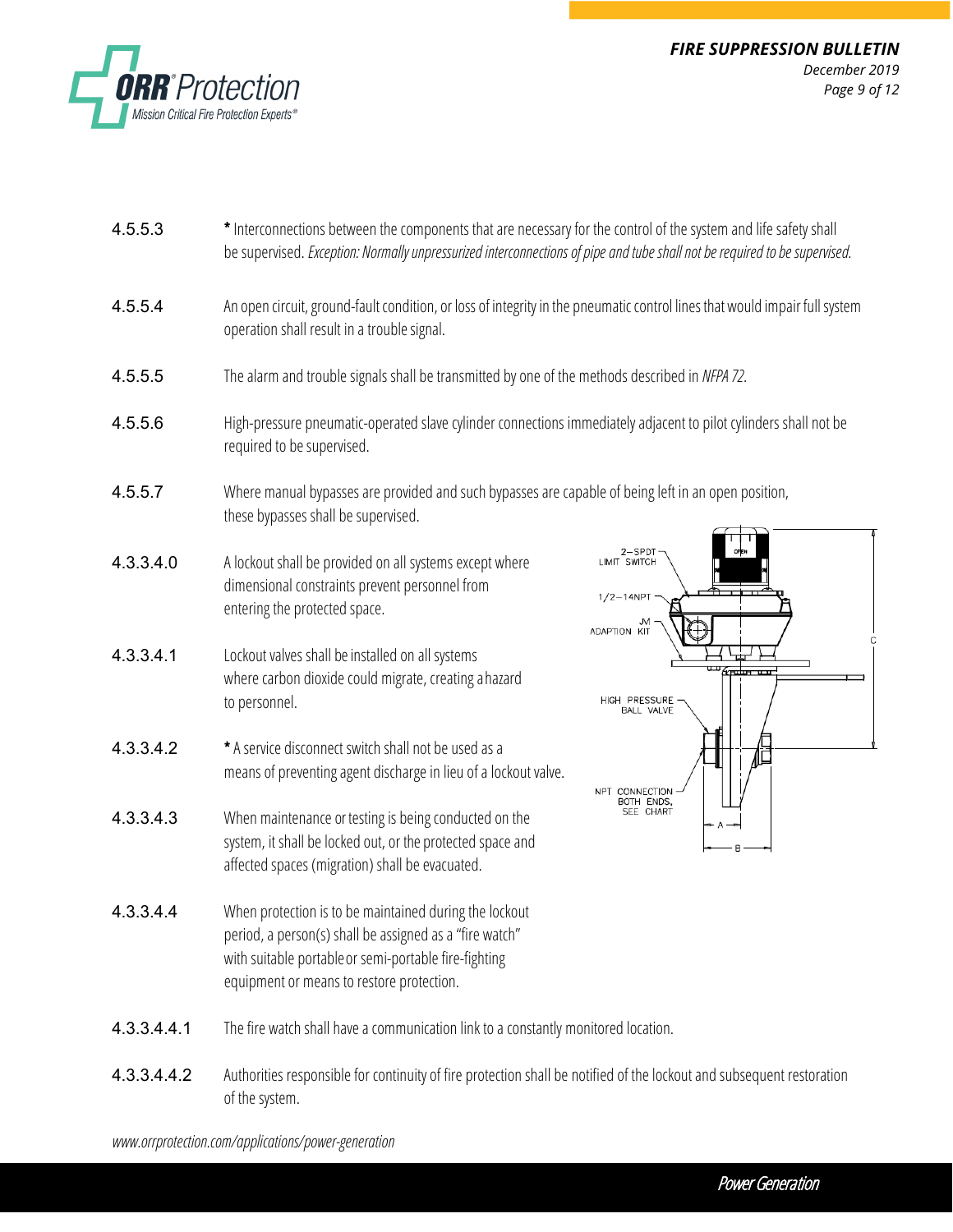4.5.5.3 **\*** Interconnections between the components that are necessary for the control of the system and life safety shall be supervised. *Exception: Normally unpressurized interconnections of pipe and tube shall not be required to be supervised.*

4.5.5.4 An open circuit, ground-fault condition, or loss of integrity in the pneumatic control lines that would impair full system operation shall result in a trouble signal.

4.5.5.5 The alarm and trouble signals shall be transmitted by one of the methods described in *NFPA 72*.

4.5.5.6 High-pressure pneumatic-operated slave cylinder connections immediately adjacent to pilot cylinders shall not be required to be supervised.

4.5.5.7 Where manual bypasses are provided and such bypasses are capable of being left in an open position, these bypasses shall be supervised.

4.3.3.4.0 A lockout shall be provided on all systems except where dimensional constraints prevent personnel from entering the protected space.

4.3.3.4.1 Lockout valves shall be installed on all systems where carbon dioxide could migrate, creating a hazard to personnel.

4.3.3.4.2 **\*** A service disconnect switch shall not be used as a means of preventing agent discharge in lieu of a lockout valve.

4.3.3.4.3 When maintenance or testing is being conducted on the system, it shall be locked out, or the protected space and affected spaces (migration) shall be evacuated.

4.3.3.4.4 When protection is to be maintained during the lockout period, a person(s) shall be assigned as a "fire watch" with suitable portable or semi-portable fire-fighting equipment or means to restore protection.

4.3.3.4.4.1 The fire watch shall have a communication link to a constantly monitored location.

4.3.3.4.4.2 Authorities responsible for continuity of fire protection shall be notified of the lockout and subsequent restoration of the system.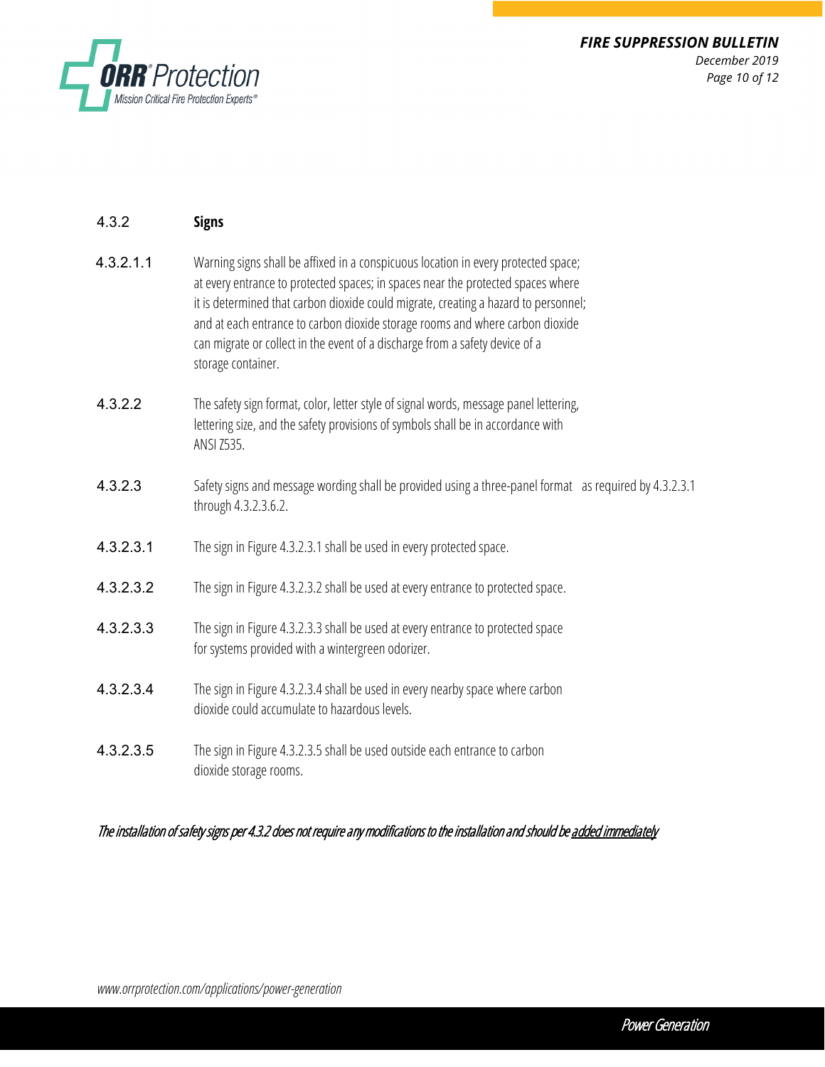### 4.3.2 Signs

**4.3.2.1.1** Warning signs shall be affixed in a conspicuous location in every protected space; at every entrance to protected spaces; in spaces near the protected spaces where it is determined that carbon dioxide could migrate, creating a hazard to personnel; and at each entrance to carbon dioxide storage rooms and where carbon dioxide can migrate or collect in the event of a discharge from a safety device of a storage container.

**4.3.2.2** The safety sign format, color, letter style of signal words, message panel lettering, lettering size, and the safety provisions of symbols shall be in accordance with ANSI Z535.

**4.3.2.3** Safety signs and message wording shall be provided using a three-panel format as required by 4.3.2.3.1 through 4.3.2.3.6.2.

**4.3.2.3.1** The sign in Figure 4.3.2.3.1 shall be used in every protected space.

**4.3.2.3.2** The sign in Figure 4.3.2.3.2 shall be used at every entrance to protected space.

**4.3.2.3.3** The sign in Figure 4.3.2.3.3 shall be used at every entrance to protected space for systems provided with a wintergreen odorizer.

**4.3.2.3.4** The sign in Figure 4.3.2.3.4 shall be used in every nearby space where carbon dioxide could accumulate to hazardous levels.

**4.3.2.3.5** The sign in Figure 4.3.2.3.5 shall be used outside each entrance to carbon dioxide storage rooms.

*The installation of safety signs per 4.3.2 does not require any modifications to the installation and should be <u>added immediately</u>*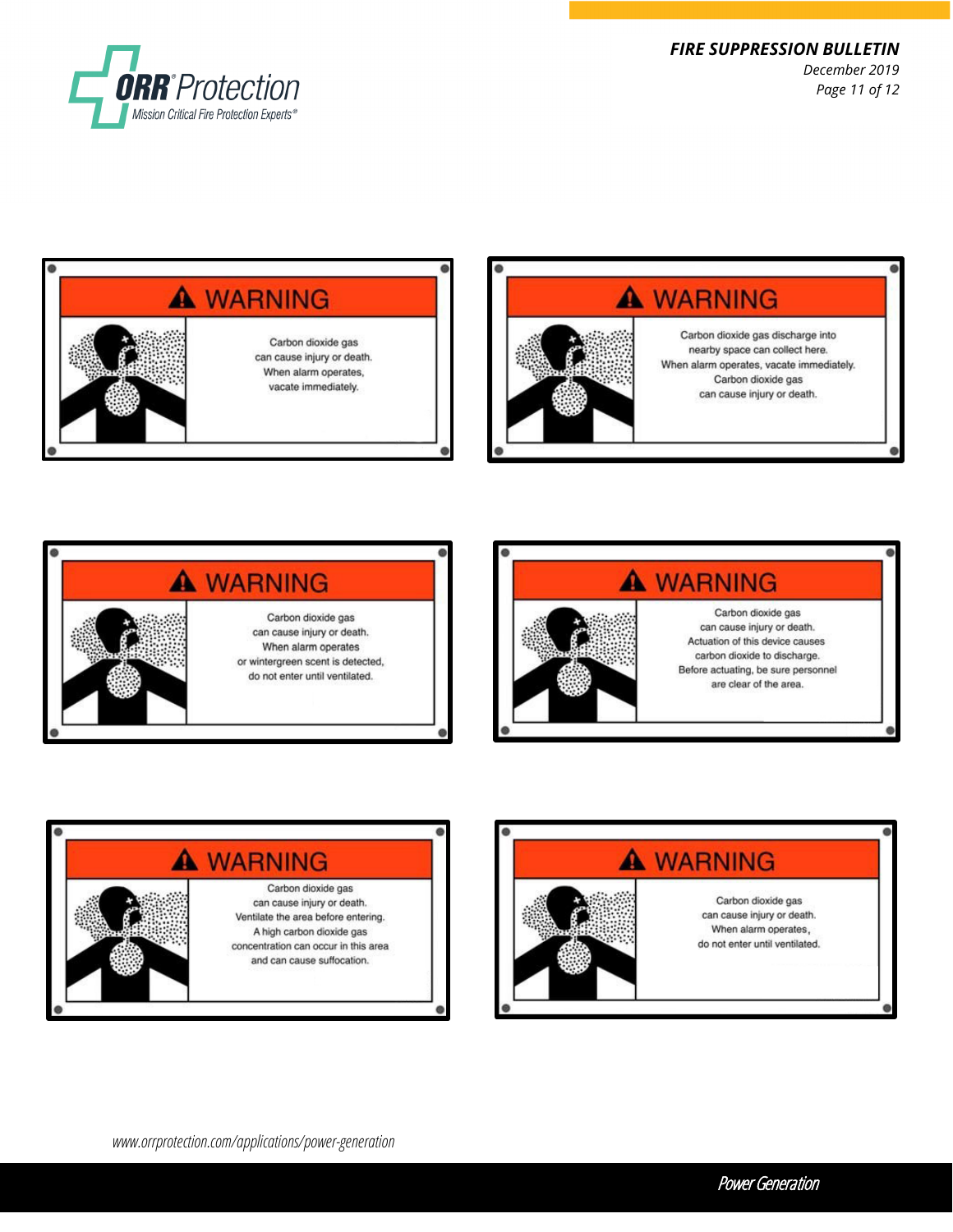**WARNING**

Carbon dioxide gas
can cause injury or death.
When alarm operates,
vacate immediately.

**WARNING**

Carbon dioxide gas discharge into
nearby space can collect here.
When alarm operates, vacate immediately.
Carbon dioxide gas
can cause injury or death.

**WARNING**

Carbon dioxide gas
can cause injury or death.
When alarm operates
or wintergreen scent is detected,
do not enter until ventilated.

**WARNING**

Carbon dioxide gas
can cause injury or death.
Actuation of this device causes
carbon dioxide to discharge.
Before actuating, be sure personnel
are clear of the area.

**WARNING**

Carbon dioxide gas
can cause injury or death.
Ventilate the area before entering.
A high carbon dioxide gas
concentration can occur in this area
and can cause suffocation.

**WARNING**

Carbon dioxide gas
can cause injury or death.
When alarm operates,
do not enter until ventilated.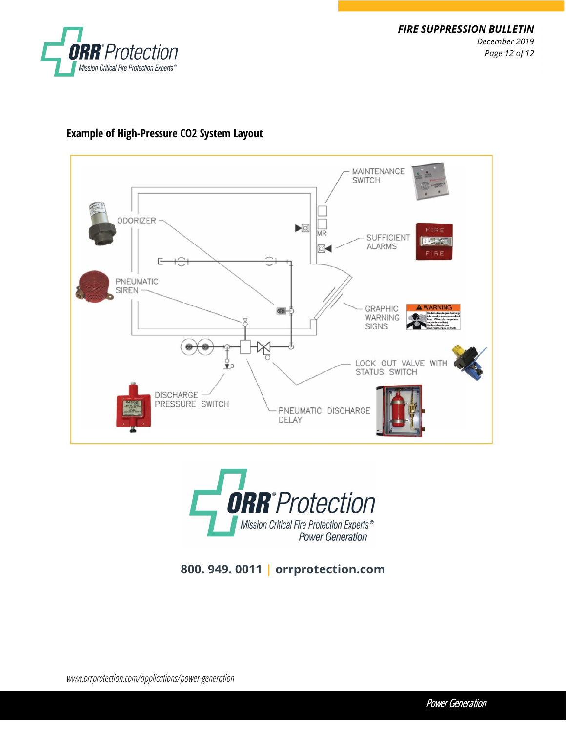## Example of High-Pressure CO2 System Layout

MAINTENANCE SWITCH

ODORIZER

MR

SUFFICIENT ALARMS

PNEUMATIC SIREN

GRAPHIC WARNING SIGNS

LOCK OUT VALVE WITH STATUS SWITCH

DISCHARGE PRESSURE SWITCH

PNEUMATIC DISCHARGE DELAY

ORR Protection
Mission Critical Fire Protection Experts®
Power Generation

**800. 949. 0011 | orrprotection.com**